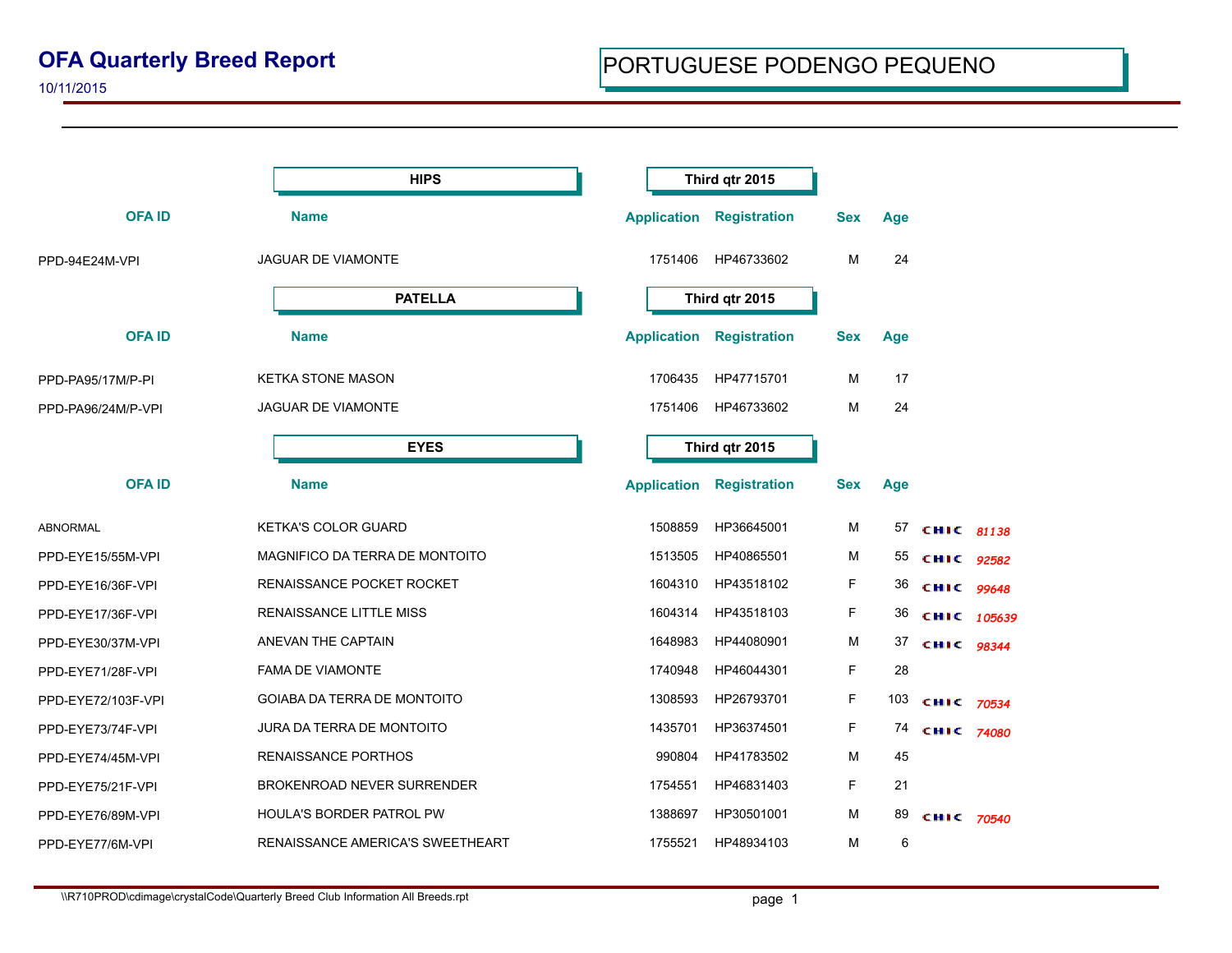# OFA Quarterly Breed Report

10/11/2015

## PORTUGUESE PODENGO PEQUENO

### HIPS — Third qtr 2015

| OFA ID | Name | Application | Registration | Sex | Age |
|---|---|---|---|---|---|
| PPD-94E24M-VPI | JAGUAR DE VIAMONTE | 1751406 | HP46733602 | M | 24 |

### PATELLA — Third qtr 2015

| OFA ID | Name | Application | Registration | Sex | Age |
|---|---|---|---|---|---|
| PPD-PA95/17M/P-PI | KETKA STONE MASON | 1706435 | HP47715701 | M | 17 |
| PPD-PA96/24M/P-VPI | JAGUAR DE VIAMONTE | 1751406 | HP46733602 | M | 24 |

### EYES — Third qtr 2015

| OFA ID | Name | Application | Registration | Sex | Age | CHIC |
|---|---|---|---|---|---|---|
| ABNORMAL | KETKA'S COLOR GUARD | 1508859 | HP36645001 | M | 57 | CHIC 81138 |
| PPD-EYE15/55M-VPI | MAGNIFICO DA TERRA DE MONTOITO | 1513505 | HP40865501 | M | 55 | CHIC 92582 |
| PPD-EYE16/36F-VPI | RENAISSANCE POCKET ROCKET | 1604310 | HP43518102 | F | 36 | CHIC 99648 |
| PPD-EYE17/36F-VPI | RENAISSANCE LITTLE MISS | 1604314 | HP43518103 | F | 36 | CHIC 105639 |
| PPD-EYE30/37M-VPI | ANEVAN THE CAPTAIN | 1648983 | HP44080901 | M | 37 | CHIC 98344 |
| PPD-EYE71/28F-VPI | FAMA DE VIAMONTE | 1740948 | HP46044301 | F | 28 | |
| PPD-EYE72/103F-VPI | GOIABA DA TERRA DE MONTOITO | 1308593 | HP26793701 | F | 103 | CHIC 70534 |
| PPD-EYE73/74F-VPI | JURA DA TERRA DE MONTOITO | 1435701 | HP36374501 | F | 74 | CHIC 74080 |
| PPD-EYE74/45M-VPI | RENAISSANCE PORTHOS | 990804 | HP41783502 | M | 45 | |
| PPD-EYE75/21F-VPI | BROKENROAD NEVER SURRENDER | 1754551 | HP46831403 | F | 21 | |
| PPD-EYE76/89M-VPI | HOULA'S BORDER PATROL PW | 1388697 | HP30501001 | M | 89 | CHIC 70540 |
| PPD-EYE77/6M-VPI | RENAISSANCE AMERICA'S SWEETHEART | 1755521 | HP48934103 | M | 6 | |

\\R710PROD\cdimage\crystalCode\Quarterly Breed Club Information All Breeds.rpt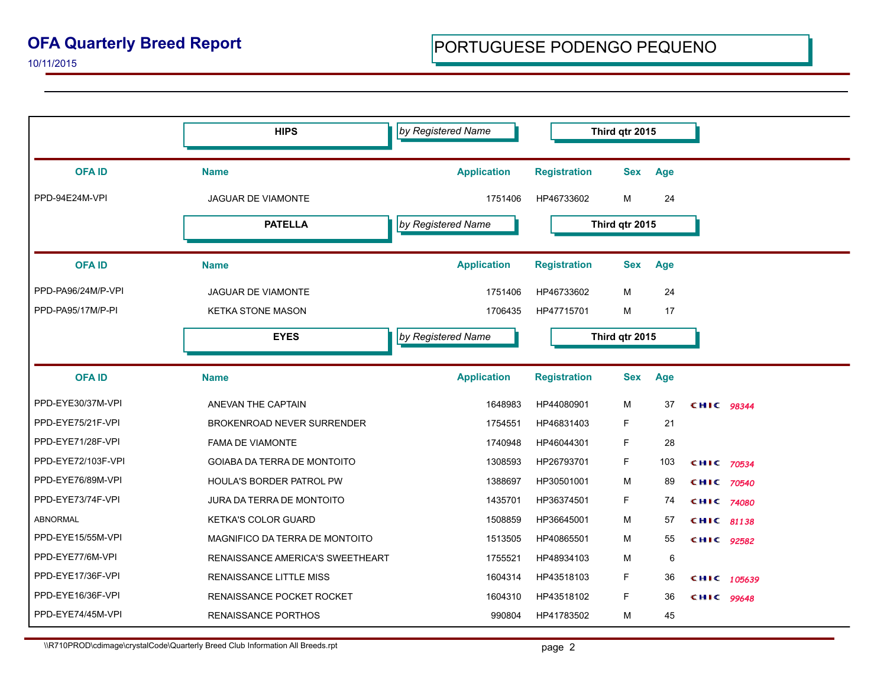# OFA Quarterly Breed Report

10/11/2015

## PORTUGUESE PODENGO PEQUENO

### HIPS — *by Registered Name* — Third qtr 2015

| OFA ID | Name | Application | Registration | Sex | Age |
|---|---|---|---|---|---|
| PPD-94E24M-VPI | JAGUAR DE VIAMONTE | 1751406 | HP46733602 | M | 24 |

### PATELLA — *by Registered Name* — Third qtr 2015

| OFA ID | Name | Application | Registration | Sex | Age |
|---|---|---|---|---|---|
| PPD-PA96/24M/P-VPI | JAGUAR DE VIAMONTE | 1751406 | HP46733602 | M | 24 |
| PPD-PA95/17M/P-PI | KETKA STONE MASON | 1706435 | HP47715701 | M | 17 |

### EYES — *by Registered Name* — Third qtr 2015

| OFA ID | Name | Application | Registration | Sex | Age | CHIC |
|---|---|---|---|---|---|---|
| PPD-EYE30/37M-VPI | ANEVAN THE CAPTAIN | 1648983 | HP44080901 | M | 37 | CHIC 98344 |
| PPD-EYE75/21F-VPI | BROKENROAD NEVER SURRENDER | 1754551 | HP46831403 | F | 21 | |
| PPD-EYE71/28F-VPI | FAMA DE VIAMONTE | 1740948 | HP46044301 | F | 28 | |
| PPD-EYE72/103F-VPI | GOIABA DA TERRA DE MONTOITO | 1308593 | HP26793701 | F | 103 | CHIC 70534 |
| PPD-EYE76/89M-VPI | HOULA'S BORDER PATROL PW | 1388697 | HP30501001 | M | 89 | CHIC 70540 |
| PPD-EYE73/74F-VPI | JURA DA TERRA DE MONTOITO | 1435701 | HP36374501 | F | 74 | CHIC 74080 |
| ABNORMAL | KETKA'S COLOR GUARD | 1508859 | HP36645001 | M | 57 | CHIC 81138 |
| PPD-EYE15/55M-VPI | MAGNIFICO DA TERRA DE MONTOITO | 1513505 | HP40865501 | M | 55 | CHIC 92582 |
| PPD-EYE77/6M-VPI | RENAISSANCE AMERICA'S SWEETHEART | 1755521 | HP48934103 | M | 6 | |
| PPD-EYE17/36F-VPI | RENAISSANCE LITTLE MISS | 1604314 | HP43518103 | F | 36 | CHIC 105639 |
| PPD-EYE16/36F-VPI | RENAISSANCE POCKET ROCKET | 1604310 | HP43518102 | F | 36 | CHIC 99648 |
| PPD-EYE74/45M-VPI | RENAISSANCE PORTHOS | 990804 | HP41783502 | M | 45 | |

\\R710PROD\cdimage\crystalCode\Quarterly Breed Club Information All Breeds.rpt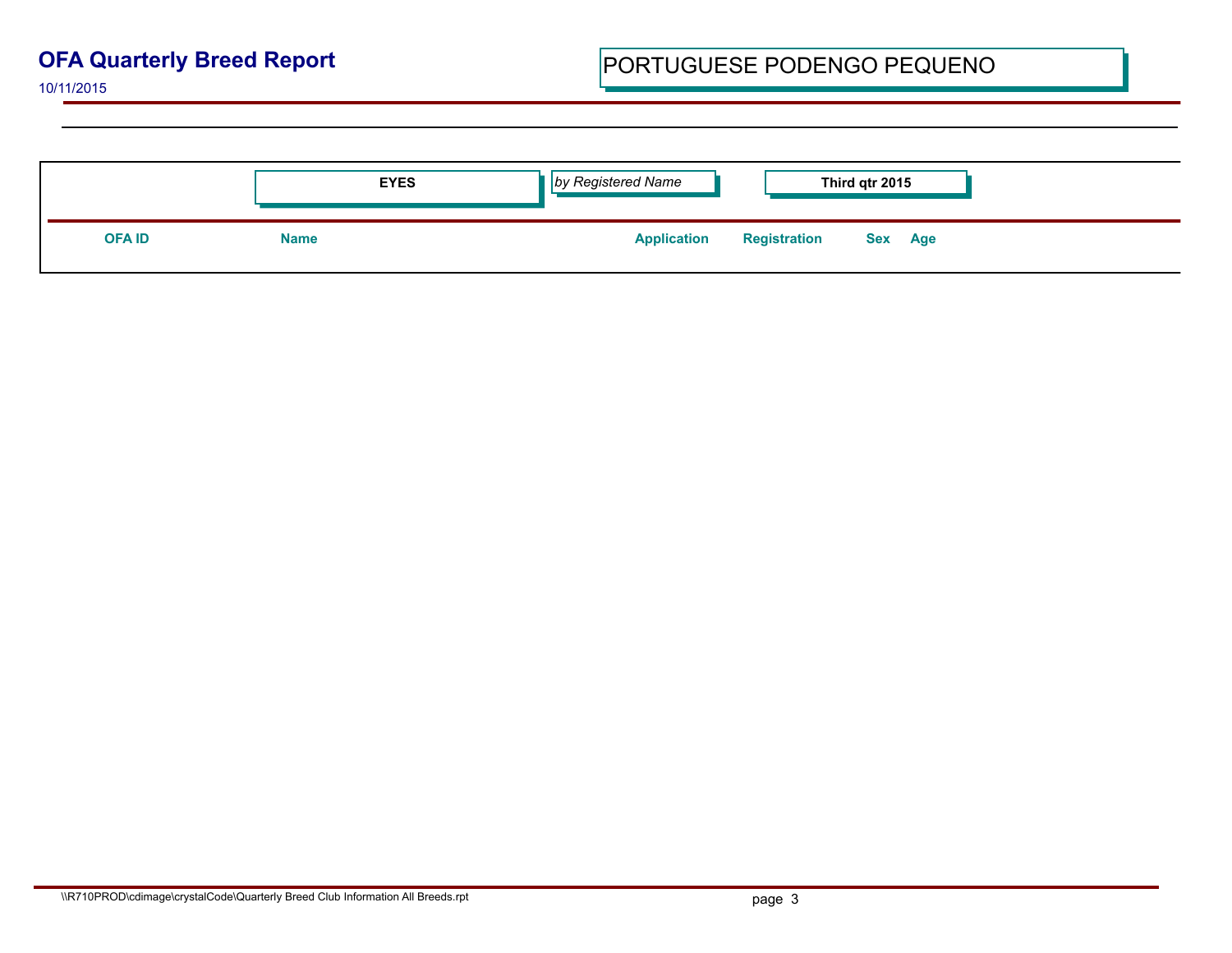# OFA Quarterly Breed Report

10/11/2015

PORTUGUESE PODENGO PEQUENO

**EYES** *by Registered Name* **Third qtr 2015**

| OFA ID | Name | Application | Registration | Sex | Age |
|---|---|---|---|---|---|

\\R710PROD\cdimage\crystalCode\Quarterly Breed Club Information All Breeds.rpt